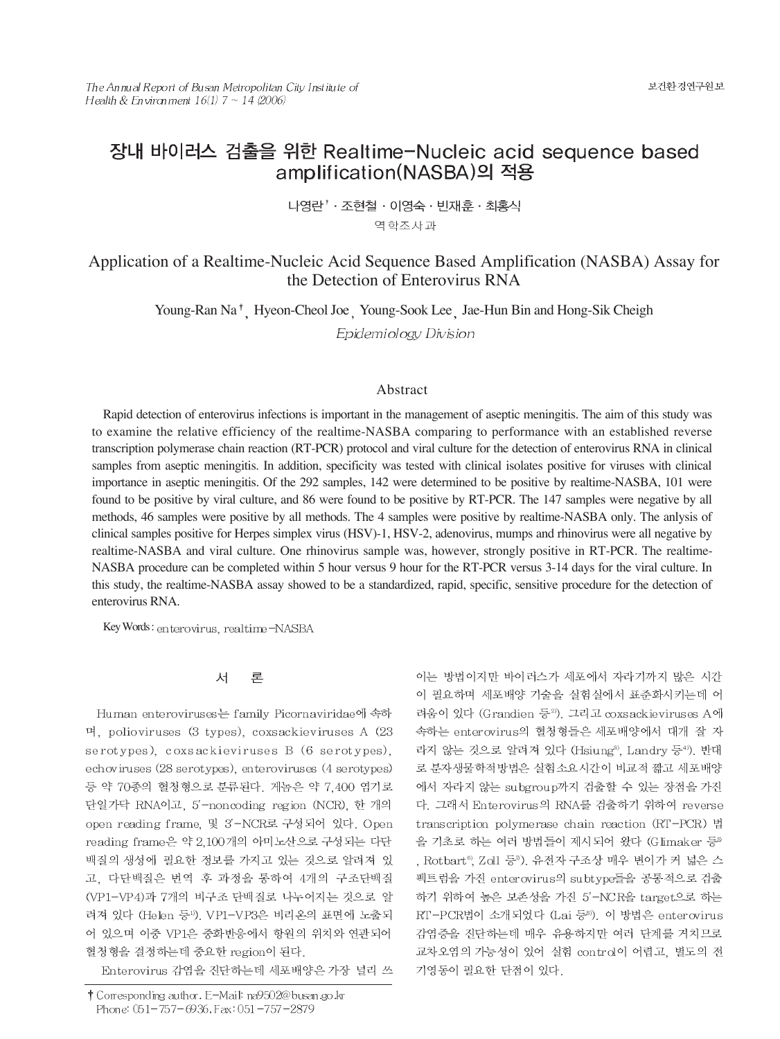# 장내 바이러스 검출을 위한 Realtime-Nucleic acid sequence based amplification(NASBA)의 적용

나영란[†] · 조현철 · 이영숙 · 빈재훈 · 최홍식

역학조사과

# Application of a Realtime-Nucleic Acid Sequence Based Amplification (NASBA) Assay for the Detection of Enterovirus RNA

Young-Ran Na[†], Hyeon-Cheol Joe, Young-Sook Lee, Jae-Hun Bin and Hong-Sik Cheigh

*Epidemiology Division*

## Abstract

Rapid detection of enterovirus infections is important in the management of aseptic meningitis. The aim of this study was to examine the relative efficiency of the realtime-NASBA comparing to performance with an established reverse transcription polymerase chain reaction (RT-PCR) protocol and viral culture for the detection of enterovirus RNA in clinical samples from aseptic meningitis. In addition, specificity was tested with clinical isolates positive for viruses with clinical importance in aseptic meningitis. Of the 292 samples, 142 were determined to be positive by realtime-NASBA, 101 were found to be positive by viral culture, and 86 were found to be positive by RT-PCR. The 147 samples were negative by all methods, 46 samples were positive by all methods. The 4 samples were positive by realtime-NASBA only. The anlysis of clinical samples positive for Herpes simplex virus (HSV)-1, HSV-2, adenovirus, mumps and rhinovirus were all negative by realtime-NASBA and viral culture. One rhinovirus sample was, however, strongly positive in RT-PCR. The realtime-NASBA procedure can be completed within 5 hour versus 9 hour for the RT-PCR versus 3-14 days for the viral culture. In this study, the realtime-NASBA assay showed to be a standardized, rapid, specific, sensitive procedure for the detection of enterovirus RNA.

Key Words : enterovirus, realtime-NASBA

## 서 론

Human enteroviruses는 family Picornaviridae에 속하며, polioviruses (3 types), coxsackieviruses A (23 serotypes), coxsackieviruses B (6 serotypes), echoviruses (28 serotypes), enteroviruses (4 serotypes) 등 약 70종의 혈청형으로 분류된다. 게놈은 약 7,400 염기로 단일가닥 RNA이고, 5'-noncoding region (NCR), 한 개의 open reading frame, 및 3'-NCR로 구성되어 있다. Open reading frame은 약 2,100개의 아미노산으로 구성되는 다단백질의 생성에 필요한 정보를 가지고 있는 것으로 알려져 있고, 다단백질은 번역 후 과정을 통하여 4개의 구조단백질 (VP1-VP4)과 7개의 비구조 단백질로 나누어지는 것으로 알려져 있다 (Helen 등[1]). VP1-VP3은 비리온의 표면에 노출되어 있으며 이중 VP1은 중화반응에서 항원의 위치와 연관되어 혈청형을 결정하는데 중요한 region이 된다.

Enterovirus 감염을 진단하는데 세포배양은 가장 널리 쓰이는 방법이지만 바이러스가 세포에서 자라기까지 많은 시간이 필요하며 세포배양 기술을 실험실에서 표준화시키는데 어려움이 있다 (Grandien 등[2]). 그리고 coxsackieviruses A에 속하는 enterovirus의 혈청형들은 세포배양에서 대개 잘 자라지 않는 것으로 알려져 있다 (Hsiung[3], Landry 등[4]). 반대로 분자생물학적방법은 실험소요시간이 비교적 짧고 세포배양에서 자라지 않는 subgroup까지 검출할 수 있는 장점을 가진다. 그래서 Enterovirus의 RNA를 검출하기 위하여 reverse transcription polymerase chain reaction (RT-PCR) 법을 기초로 하는 여러 방법들이 제시되어 왔다 (Glimaker 등[5], Rotbart[6], Zoll 등[7]). 유전자 구조상 매우 변이가 커 넓은 스펙트럼을 가진 enterovirus의 subtype들을 공통적으로 검출하기 위하여 높은 보존성을 가진 5'-NCR을 target으로 하는 RT-PCR법이 소개되었다 (Lai 등[8]). 이 방법은 enterovirus 감염증을 진단하는데 매우 유용하지만 여러 단계를 거치므로 교차오염의 가능성이 있어 실험 control이 어렵고, 별도의 전기영동이 필요한 단점이 있다.

---

† Corresponding author. E-Mail: na9502@busan.go.kr
Phone: 051-757-6936, Fax: 051-757-2879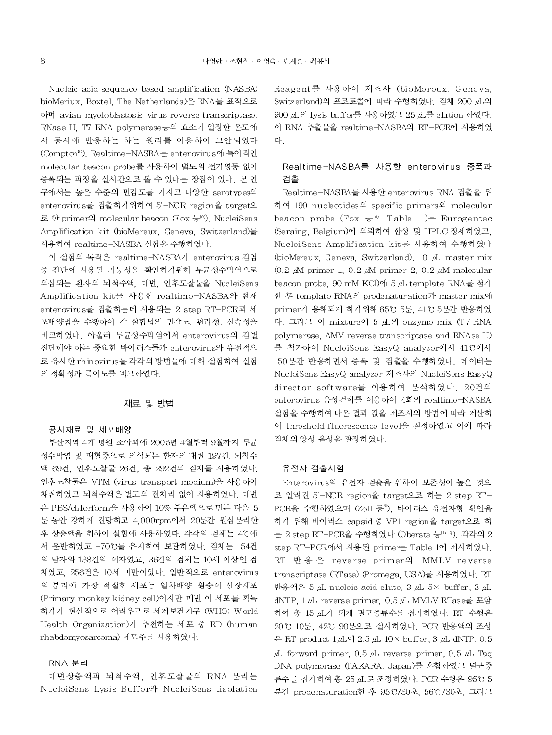Nucleic acid sequence based amplification (NASBA; bioMeriux, Boxtel, The Netherlands)은 RNA를 표적으로 하며 avian myeloblastosis virus reverse transcriptase, RNase H, T7 RNA polymerase등의 효소가 일정한 온도에서 동시에 반응하는 하는 원리를 이용하여 고안되었다 (Compton[9]). Realtime-NASBA는 enterovirus에 특이적인 molecular beacon probe를 사용하여 별도의 전기영동 없이 증폭되는 과정을 실시간으로 볼 수 있다는 장점이 있다. 본 연구에서는 높은 수준의 민감도를 가지고 다양한 serotypes의 enterovirus를 검출하기위하여 5'-NCR region을 target으로 한 primer와 molecular beacon (Fox 등[10]), NucleiSens Amplification kit (bioMereux, Geneva, Switzerland)를 사용하여 realtime-NASBA 실험을 수행하였다.

이 실험의 목적은 realtime-NASBA가 enterovirus 감염증 진단에 사용될 가능성을 확인하기위해 무균성수막염으로 의심되는 환자의 뇌척수액, 대변, 인후도찰물을 NucleiSens Amplification kit를 사용한 realtime-NASBA와 현재 enterovirus를 검출하는데 사용되는 2 step RT-PCR과 세포배양법을 수행하여 각 실험법의 민감도, 편리성, 신속성을 비교하였다. 아울러 무균성수막염에서 enterovirus와 감별진단해야 하는 중요한 바이러스들과 enterovirus와 유전적으로 유사한 rhinovirus를 각각의 방법들에 대해 실험하여 실험의 정확성과 특이도를 비교하였다.

## 재료 및 방법

### 공시재료 및 세포배양

부산지역 4개 병원 소아과에 2005년 4월부터 9월까지 무균성수막염 및 패혈증으로 의심되는 환자의 대변 197건, 뇌척수액 69건, 인후도찰물 26건, 총 292건의 검체를 사용하였다. 인후도찰물은 VTM (virus transport medium)을 사용하여 채취하였고 뇌척수액은 별도의 전처리 없이 사용하였다. 대변은 PBS/chlorform을 사용하여 10% 부유액으로 만든 다음 5분 동안 강하게 진탕하고 4,000rpm에서 20분간 원심분리한 후 상층액을 취하여 실험에 사용하였다. 각각의 검체는 4℃에서 운반하였고 -70℃를 유지하여 보관하였다. 검체는 154건의 남자와 138건의 여자였고, 36건의 검체는 10세 이상인 검체였고, 256건은 10세 미만이었다. 일반적으로 enterovirus의 분리에 가장 적절한 세포는 일차배양 원숭이 신장세포 (Primary monkey kidney cell)이지만 매번 이 세포를 획득하기가 현실적으로 어려우므로 세계보건기구 (WHO; World Health Organization)가 추천하는 세포 중 RD (human rhabdomyosarcoma) 세포주를 사용하였다.

### RNA 분리

대변상층액과 뇌척수액, 인후도찰물의 RNA 분리는 NucleiSens Lysis Buffer와 NucleiSens Iisolation Reagent를 사용하여 제조사 (bioMereux, Geneva, Switzerland)의 프로토콜에 따라 수행하였다. 검체 200 μL와 900 μL의 lysis buffer를 사용하였고 25 μL를 elution 하였다. 이 RNA 추출물을 realtime-NASBA와 RT-PCR에 사용하였다.

### Realtime-NASBA를 사용한 enterovirus 증폭과 검출

Realtime-NASBA를 사용한 enterovirus RNA 검출을 위하여 190 nucleotides의 specific primers와 molecular beacon probe (Fox 등[10], Table 1.)는 Eurogentec (Seraing, Belgium)에 의뢰하여 합성 및 HPLC 정제하였고, NucleiSens Amplification kit를 사용하여 수행하였다 (bioMereux, Geneva, Switzerland). 10 μL master mix (0.2 μM primer 1, 0.2 μM primer 2, 0.2 μM molecular beacon probe, 90 mM KCl)에 5 μL template RNA를 첨가한 후 template RNA의 predenaturation과 master mix에 primer가 용해되게 하기위해 65℃ 5분, 41℃ 5분간 반응하였다. 그리고 이 mixture에 5 μL의 enzyme mix (T7 RNA polymerase, AMV reverse transcriptase and RNAse H)를 첨가하여 NucleiSens EasyQ analyzer에서 41℃에서 150분간 반응하면서 증폭 및 검출을 수행하였다. 데이터는 NucleiSens EasyQ analyzer 제조사의 NucleiSens EasyQ director software를 이용하여 분석하였다. 20건의 enterovirus 음성검체를 이용하여 4회의 realtime-NASBA 실험을 수행하여 나온 결과 값을 제조사의 방법에 따라 계산하여 threshold fluorescence level을 결정하였고 이에 따라 검체의 양성 음성을 판정하였다.

### 유전자 검출시험

Enterovirus의 유전자 검출을 위하여 보존성이 높은 것으로 알려진 5'-NCR region을 target으로 하는 2 step RT-PCR을 수행하였으며 (Zoll 등[7]), 바이러스 유전자형 확인을 하기 위해 바이러스 capsid 중 VP1 region을 target으로 하는 2 step RT-PCR을 수행하였다 (Oberste 등[11,12]). 각각의 2 step RT-PCR에서 사용된 primer는 Table 1에 제시하였다. RT 반응은 reverse primer와 MMLV reverse transcriptase (RTase) (Promega, USA)를 사용하였다. RT 반응액은 5 μL nucleic acid elute, 3 μL 5× buffer, 3 μL dNTP, 1 μL reverse primer, 0.5 μL MMLV RTase를 포함하여 총 15 μL가 되게 멸균증류수를 첨가하였다. RT 수행은 20℃ 10분, 42℃ 90분으로 실시하였다. PCR 반응액의 조성은 RT product 1μL에 2.5 μL 10× buffer, 3 μL dNTP, 0.5 μL forward primer, 0.5 μL reverse primer, 0.5 μL Taq DNA polymerase (TAKARA, Japan)를 혼합하였고 멸균증류수를 첨가하여 총 25 μL로 조정하였다. PCR 수행은 95℃ 5분간 predenaturation한 후 95℃/30초, 56℃/30초, 그리고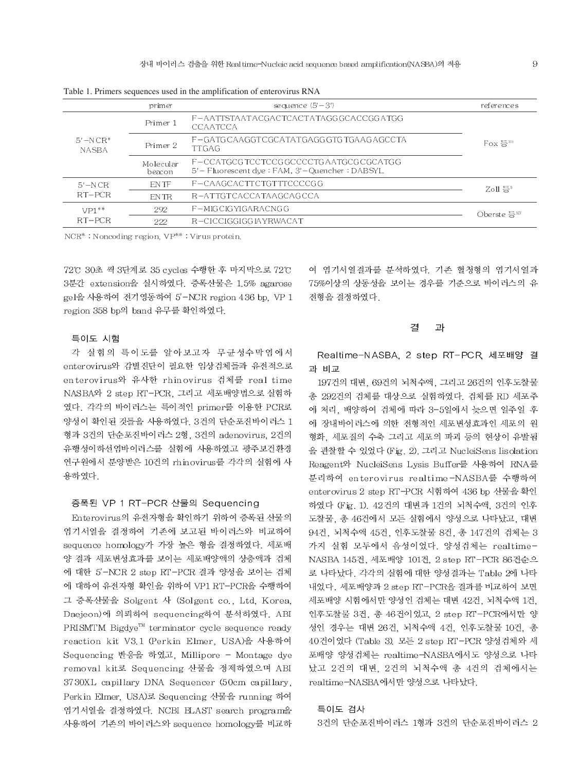Table 1. Primers sequences used in the amplification of enterovirus RNA

| | primer | sequence (5'-3') | references |
|---|---|---|---|
| 5'-NCR* NASBA | Primer 1 | F-AATTSTAATACGACTCACTATAGGGCACCGGATGG CCAATCCA | Fox 등[10] |
| | Primer 2 | F-GATGCAAGGTCGCATATGAGGGTGTGAAGAGCCTA TTGAG | |
| | Molecular beacon | F-CCATGCGTCCTCCGGCCCCTGAATGCGCGCATGG 5'- Fluorescent dye : FAM, 3'-Quencher : DABSYL | |
| 5'-NCR RT-PCR | ENTF | F-CAAGCACTTCTGTTTCCCCGG | Zoll 등[9] |
| | ENTR | R-ATTGTCACCATAAGCAGCCA | |
| VP1** RT-PCR | 292 | F-MIGCIGYIGARACNGG | Oberste 등[12] |
| | 222 | R-CICCIGGIGGIAYRWACAT | |

NCR* : Noncoding region, VP** : Virus protein.

72℃ 30초 씩 3단계로 35 cycles 수행한 후 마지막으로 72℃ 3분간 extension을 실시하였다. 증폭산물은 1.5% agarose gel을 사용하여 전기영동하여 5'-NCR region 436 bp, VP 1 region 358 bp의 band 유무를 확인하였다.

### 특이도 시험

각 실험의 특이도를 알아보고자 무균성수막염에서 enterovirus와 감별진단이 필요한 임상검체들과 유전적으로 enterovirus와 유사한 rhinovirus 검체를 real time NASBA와 2 step RT-PCR, 그리고 세포배양법으로 실험하였다. 각각의 바이러스는 특이적인 primer를 이용한 PCR로 양성이 확인된 것들을 사용하였다. 3건의 단순포진바이러스 1형과 3건의 단순포진바이러스 2형, 3건의 adenovirus, 2건의 유행성이하선염바이러스를 실험에 사용하였고 광주보건환경연구원에서 분양받은 10건의 rhinovirus를 각각의 실험에 사용하였다.

### 증폭된 VP 1 RT-PCR 산물의 Sequencing

Enterovirus의 유전자형을 확인하기 위하여 증폭된 산물의 염기서열을 결정하여 기존에 보고된 바이러스와 비교하여 sequence homology가 가장 높은 형을 결정하였다. 세포배양 결과 세포변성효과를 보이는 세포배양액의 상층액과 검체에 대한 5'-NCR 2 step RT-PCR 결과 양성을 보이는 검체에 대하여 유전자형 확인을 위하여 VP1 RT-PCR을 수행하여 그 증폭산물을 Solgent 사 (Solgent co., Ltd, Korea, Daejeon)에 의뢰하여 sequencing하여 분석하였다. ABI PRISMTM Bigdye™ terminator cycle sequence ready reaction kit V3.1 (Perkin Elmer, USA)을 사용하여 Sequencing 반응을 하였고, Millipore - Montage dye removal kit로 Sequencing 산물을 정제하였으며 ABI 3730XL capillary DNA Sequencer (50cm capillary, Perkin Elmer, USA)로 Sequencing 산물을 running 하여 염기서열을 결정하였다. NCBI BLAST search program을 사용하여 기존의 바이러스와 sequence homology를 비교하여 염기서열결과를 분석하였다. 기존 혈청형의 염기서열과 75%이상의 상동성을 보이는 경우를 기준으로 바이러스의 유전형을 결정하였다.

## 결 과

### Realtime-NASBA, 2 step RT-PCR, 세포배양 결과 비교

197건의 대변, 69건의 뇌척수액, 그리고 26건의 인후도찰물 총 292건의 검체를 대상으로 실험하였다. 검체를 RD 세포주에 처리, 배양하여 검체에 따라 3-5일에서 늦으면 일주일 후에 장내바이러스에 의한 전형적인 세포변성효과인 세포의 원형화, 세포질의 수축 그리고 세포의 파괴 등의 현상이 유발됨을 관찰할 수 있었다 (Fig. 2). 그리고 NucleiSens Iisolation Reagent와 NucleiSens Lysis Buffer를 사용하여 RNA를 분리하여 enterovirus realtime-NASBA를 수행하여 enterovirus 2 step RT-PCR 시험하여 436 bp 산물을 확인하였다 (Fig. 1). 42건의 대변과 1건의 뇌척수액, 3건의 인후도찰물, 총 46건에서 모든 실험에서 양성으로 나타났고, 대변 94건, 뇌척수액 45건, 인후도찰물 8건, 총 147건의 검체는 3가지 실험 모두에서 음성이었다. 양성검체는 realtime-NASBA 145건, 세포배양 101건, 2 step RT-PCR 86건순으로 나타났다. 각각의 실험에 대한 양성결과는 Table 2에 나타내었다. 세포배양과 2 step RT-PCR을 결과를 비교하여 보면 세포배양 시험에서만 양성인 검체는 대변 42건, 뇌척수액 1건, 인후도찰물 3건, 총 46건이었고, 2 step RT-PCR에서만 양성인 경우는 대변 26건, 뇌척수액 4건, 인후도찰물 10건, 총 40건이었다 (Table 3). 모든 2 step RT-PCR 양성검체와 세포배양 양성검체는 realtime-NASBA에서도 양성으로 나타났고 2건의 대변, 2건의 뇌척수액 총 4건의 검체에서는 realtime-NASBA에서만 양성으로 나타났다.

### 특이도 검사

3건의 단순포진바이러스 1형과 3건의 단순포진바이러스 2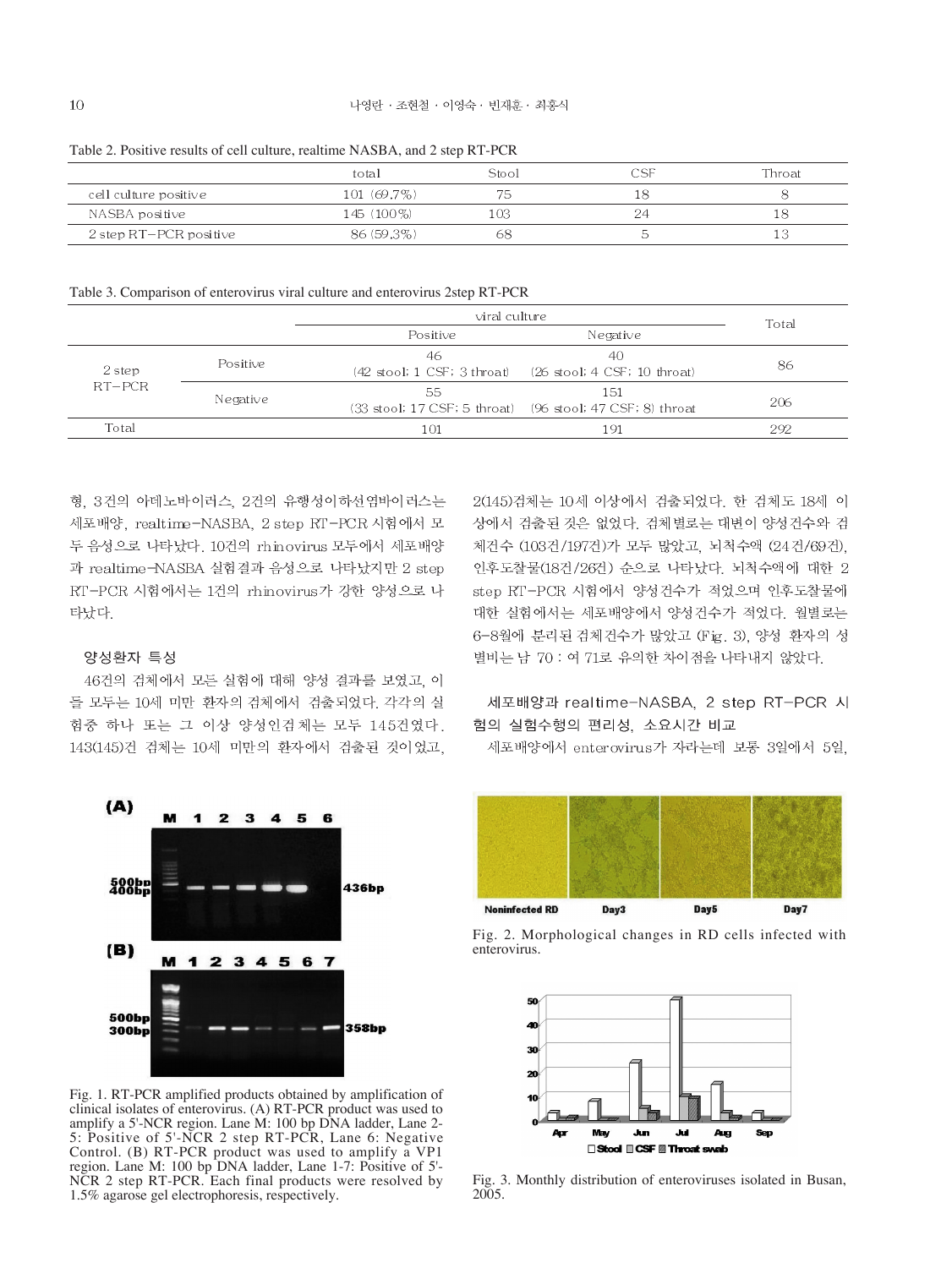Table 2. Positive results of cell culture, realtime NASBA, and 2 step RT-PCR

| | total | Stool | CSF | Throat |
|---|---|---|---|---|
| cell culture positive | 101 (69.7%) | 75 | 18 | 8 |
| NASBA positive | 145 (100%) | 103 | 24 | 18 |
| 2 step RT-PCR positive | 86 (59.3%) | 68 | 5 | 13 |

Table 3. Comparison of enterovirus viral culture and enterovirus 2step RT-PCR

| | | viral culture | | Total |
|---|---|---|---|---|
| | | Positive | Negative | |
| 2 step RT-PCR | Positive | 46 (42 stool; 1 CSF; 3 throat) | 40 (26 stool; 4 CSF; 10 throat) | 86 |
| | Negative | 55 (33 stool; 17 CSF; 5 throat) | 151 (96 stool; 47 CSF; 8) throat | 206 |
| Total | | 101 | 191 | 292 |

형, 3건의 아데노바이러스, 2건의 유행성이하선염바이러스는 세포배양, realtime-NASBA, 2 step RT-PCR 시험에서 모두 음성으로 나타났다. 10건의 rhinovirus 모두에서 세포배양과 realtime-NASBA 실험결과 음성으로 나타났지만 2 step RT-PCR 시험에서는 1건의 rhinovirus가 강한 양성으로 나타났다.

### 양성환자 특성

46건의 검체에서 모든 실험에 대해 양성 결과를 보였고, 이들 모두는 10세 미만 환자의 검체에서 검출되었다. 각각의 실험중 하나 또는 그 이상 양성인검체는 모두 145건였다. 143(145)건 검체는 10세 미만의 환자에서 검출된 것이었고, 2(145)검체는 10세 이상에서 검출되었다. 한 검체도 18세 이상에서 검출된 것은 없었다. 검체별로는 대변이 양성건수와 검체건수 (103건/197건)가 모두 많았고, 뇌척수액 (24건/69건), 인후도찰물(18건/26건) 순으로 나타났다. 뇌척수액에 대한 2 step RT-PCR 시험에서 양성건수가 적었으며 인후도찰물에 대한 실험에서는 세포배양에서 양성건수가 적었다. 월별로는 6-8월에 분리된 검체건수가 많았고 (Fig. 3), 양성 환자의 성별비는 남 70 : 여 71로 유의한 차이점을 나타내지 않았다.

### 세포배양과 realtime-NASBA, 2 step RT-PCR 시험의 실험수행의 편리성, 소요시간 비교

세포배양에서 enterovirus가 자라는데 보통 3일에서 5일,

Fig. 1. RT-PCR amplified products obtained by amplification of clinical isolates of enterovirus. (A) RT-PCR product was used to amplify a 5'-NCR region. Lane M: 100 bp DNA ladder, Lane 2-5: Positive of 5'-NCR 2 step RT-PCR, Lane 6: Negative Control. (B) RT-PCR product was used to amplify a VP1 region. Lane M: 100 bp DNA ladder, Lane 1-7: Positive of 5'-NCR 2 step RT-PCR. Each final products were resolved by 1.5% agarose gel electrophoresis, respectively.

Fig. 2. Morphological changes in RD cells infected with enterovirus.

Fig. 3. Monthly distribution of enteroviruses isolated in Busan, 2005.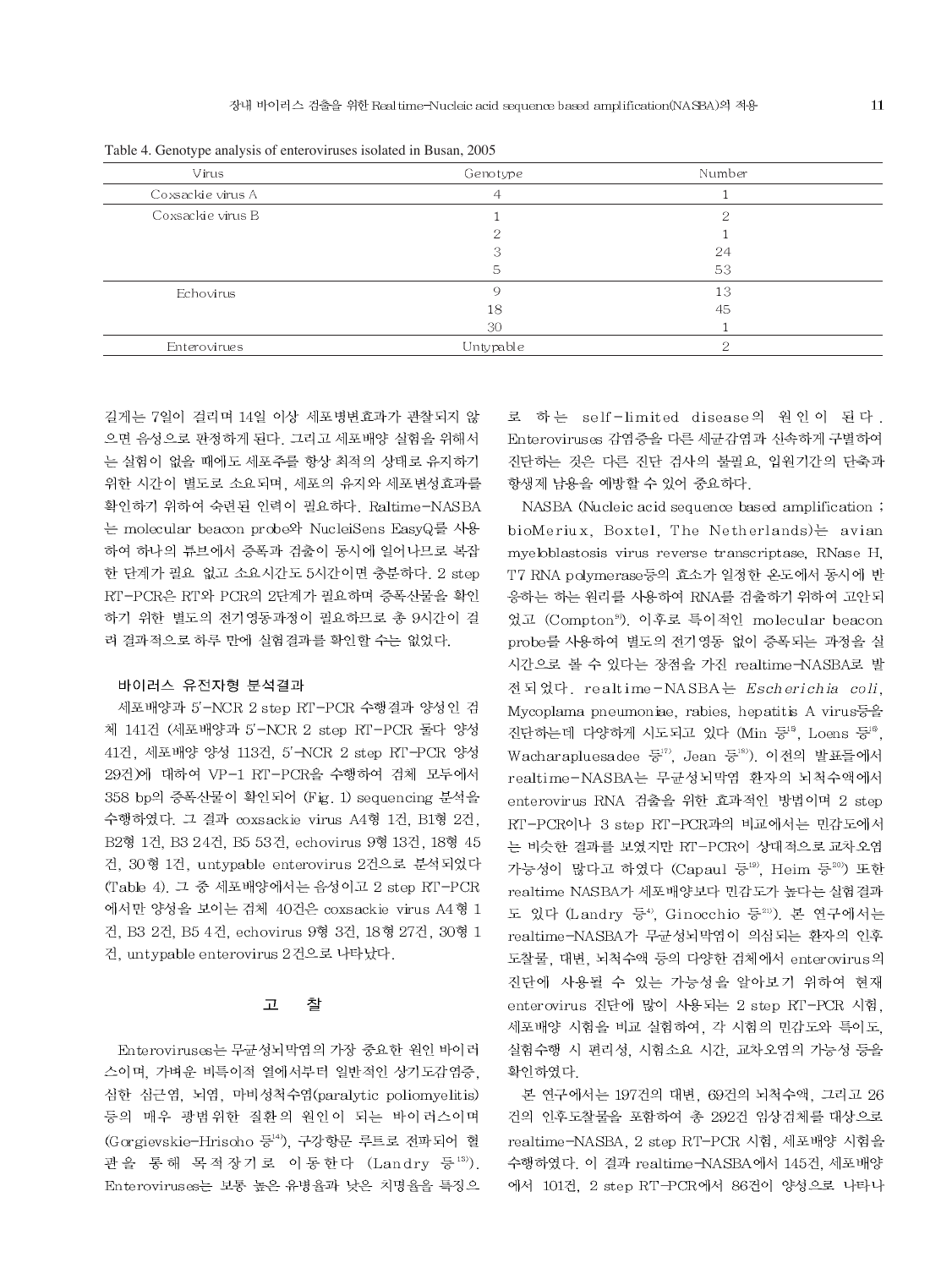Table 4. Genotype analysis of enteroviruses isolated in Busan, 2005

| Virus | Genotype | Number |
|---|---|---|
| Coxsackie virus A | 4 | 1 |
| Coxsackie virus B | 1 | 2 |
| | 2 | 1 |
| | 3 | 24 |
| | 5 | 53 |
| Echovirus | 9 | 13 |
| | 18 | 45 |
| | 30 | 1 |
| Enterovirues | Untypable | 2 |

길게는 7일이 걸리며 14일 이상 세포병변효과가 관찰되지 않으면 음성으로 판정하게 된다. 그리고 세포배양 실험을 위해서는 실험이 없을 때에도 세포주를 항상 최적의 상태로 유지하기 위한 시간이 별도로 소요되며, 세포의 유지와 세포변성효과를 확인하기 위하여 숙련된 인력이 필요하다. Raltime-NASBA는 molecular beacon probe와 NucleiSens EasyQ를 사용하여 하나의 튜브에서 증폭과 검출이 동시에 일어나므로 복잡한 단계가 필요 없고 소요시간도 5시간이면 충분하다. 2 step RT-PCR은 RT와 PCR의 2단계가 필요하며 증폭산물을 확인하기 위한 별도의 전기영동과정이 필요하므로 총 9시간이 걸려 결과적으로 하루 만에 실험결과를 확인할 수는 없었다.

### 바이러스 유전자형 분석결과

세포배양과 5′-NCR 2 step RT-PCR 수행결과 양성인 검체 141건 (세포배양과 5′-NCR 2 step RT-PCR 둘다 양성 41건, 세포배양 양성 113건, 5′-NCR 2 step RT-PCR 양성 29건)에 대하여 VP-1 RT-PCR을 수행하여 검체 모두에서 358 bp의 증폭산물이 확인되어 (Fig. 1) sequencing 분석을 수행하였다. 그 결과 coxsackie virus A4형 1건, B1형 2건, B2형 1건, B3 24건, B5 53건, echovirus 9형 13건, 18형 45건, 30형 1건, untypable enterovirus 2건으로 분석되었다 (Table 4). 그 중 세포배양에서는 음성이고 2 step RT-PCR에서만 양성을 보이는 검체 40건은 coxsackie virus A4형 1건, B3 2건, B5 4건, echovirus 9형 3건, 18형 27건, 30형 1건, untypable enterovirus 2건으로 나타났다.

## 고 찰

Enteroviruses는 무균성뇌막염의 가장 중요한 원인 바이러스이며, 가벼운 비특이적 열에서부터 일반적인 상기도감염증, 심한 심근염, 뇌염, 마비성척수염(paralytic poliomyelitis) 등의 배우 광범위한 질환의 원인이 되는 바이러스이며 (Gorgievskie-Hrisoho 등[14]), 구강항문 루트로 전파되어 혈관을 통해 목적장기로 이동한다 (Landry 등[13]). Enteroviruses는 보통 높은 유병율과 낮은 치명율을 특징으로 하는 self-limited disease의 원인이 된다. Enteroviruses 감염증을 다른 세균감염과 신속하게 구별하여 진단하는 것은 다른 진단 검사의 불필요, 입원기간의 단축과 항생제 남용을 예방할 수 있어 중요하다.

NASBA (Nucleic acid sequence based amplification ; bioMeriux, Boxtel, The Netherlands)는 avian myeloblastosis virus reverse transcriptase, RNase H, T7 RNA polymerase등의 효소가 일정한 온도에서 동시에 반응하는 하는 원리를 사용하여 RNA를 검출하기 위하여 고안되었고 (Compton[9]). 이후로 특이적인 molecular beacon probe를 사용하여 별도의 전기영동 없이 증폭되는 과정을 실시간으로 볼 수 있다는 장점을 가진 realtime-NASBA로 발전되었다. realtime-NASBA는 *Escherichia coli*, Mycoplama pneumoniae, rabies, hepatitis A virus등을 진단하는데 다양하게 시도되고 있다 (Min 등[15], Loens 등[16], Wacharapluesadee 등[17], Jean 등[18]). 이전의 발표들에서 realtime-NASBA는 무균성뇌막염 환자의 뇌척수액에서 enterovirus RNA 검출을 위한 효과적인 방법이며 2 step RT-PCR이나 3 step RT-PCR과의 비교에서는 민감도에서는 비슷한 결과를 보였지만 RT-PCR이 상대적으로 교차오염 가능성이 많다고 하였다 (Capaul 등[19], Heim 등[20]) 또한 realtime NASBA가 세포배양보다 민감도가 높다는 실험결과도 있다 (Landry 등[4], Ginocchio 등[21]). 본 연구에서는 realtime-NASBA가 무균성뇌막염이 의심되는 환자의 인후도찰물, 대변, 뇌척수액 등의 다양한 검체에서 enterovirus의 진단에 사용될 수 있는 가능성을 알아보기 위하여 현재 enterovirus 진단에 많이 사용되는 2 step RT-PCR 시험, 세포배양 시험을 비교 실험하여, 각 시험의 민감도와 특이도, 실험수행 시 편리성, 시험소요 시간, 교차오염의 가능성 등을 확인하였다.

본 연구에서는 197건의 대변, 69건의 뇌척수액, 그리고 26건의 인후도찰물을 포함하여 총 292건 임상검체를 대상으로 realtime-NASBA, 2 step RT-PCR 시험, 세포배양 시험을 수행하였다. 이 결과 realtime-NASBA에서 145건, 세포배양에서 101건, 2 step RT-PCR에서 86건이 양성으로 나타나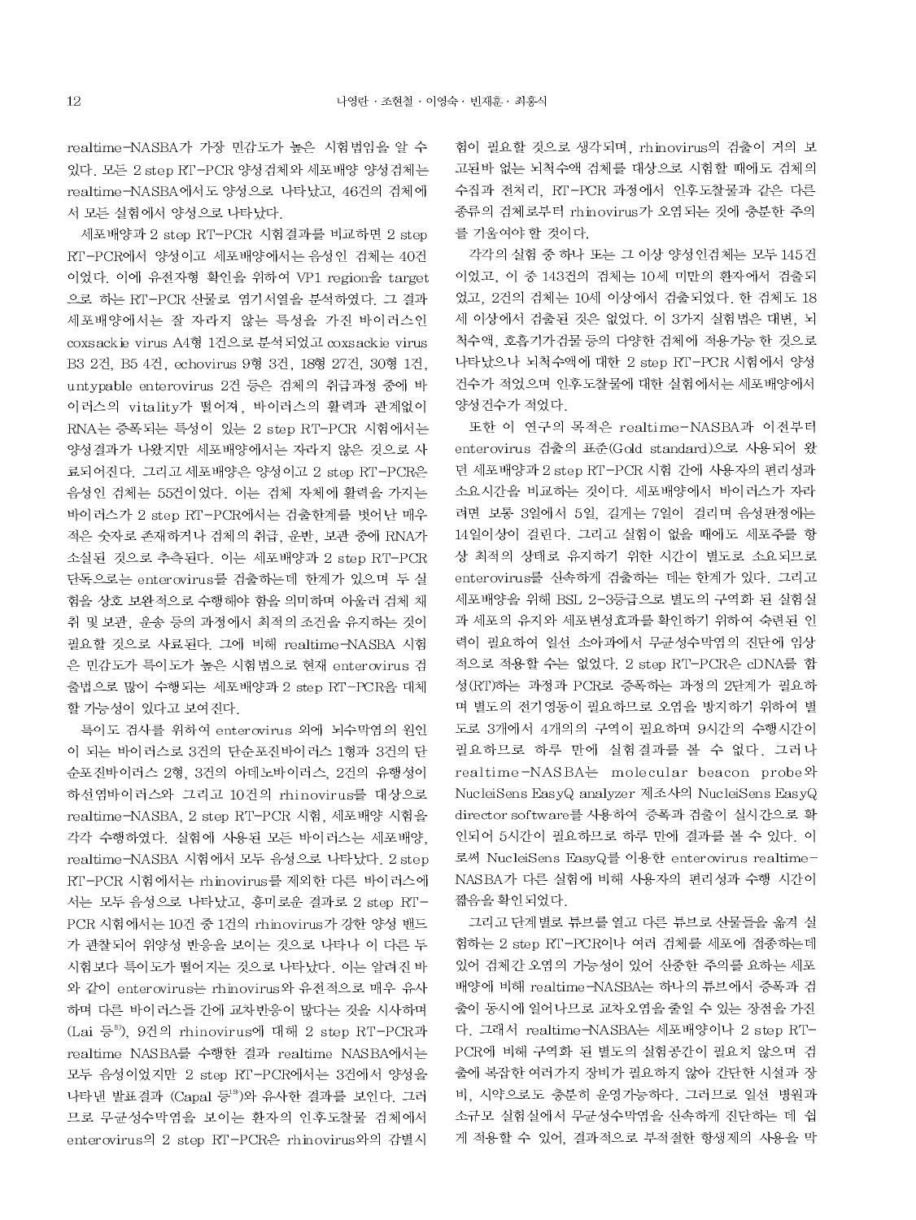realtime-NASBA가 가장 민감도가 높은 시험법임을 알 수 있다. 모든 2 step RT-PCR 양성검체와 세포배양 양성검체는 realtime-NASBA에서도 양성으로 나타났고, 46건의 검체에서 모든 실험에서 양성으로 나타났다.

세포배양과 2 step RT-PCR 시험결과를 비교하면 2 step RT-PCR에서 양성이고 세포배양에서는 음성인 검체는 40건이었다. 이에 유전자형 확인을 위하여 VP1 region을 target으로 하는 RT-PCR 산물로 염기서열을 분석하였다. 그 결과 세포배양에서는 잘 자라지 않는 특성을 가진 바이러스인 coxsackie virus A4형 1건으로 분석되었고 coxsackie virus B3 2건, B5 4건, echovirus 9형 3건, 18형 27건, 30형 1건, untypable enterovirus 2건 등은 검체의 취급과정 중에 바이러스의 vitality가 떨어져, 바이러스의 활력과 관계없이 RNA는 증폭되는 특성이 있는 2 step RT-PCR 시험에서는 양성결과가 나왔지만 세포배양에서는 자라지 않은 것으로 사료되어진다. 그리고 세포배양은 양성이고 2 step RT-PCR은 음성인 검체는 55건이었다. 이는 검체 자체에 활력을 가지는 바이러스가 2 step RT-PCR에서는 검출한계를 벗어난 매우 적은 숫자로 존재하거나 검체의 취급, 운반, 보관 중에 RNA가 소실된 것으로 추측된다. 이는 세포배양과 2 step RT-PCR 단독으로는 enterovirus를 검출하는데 한계가 있으며 두 실험을 상호 보완적으로 수행해야 함을 의미하며 아울러 검체 채취 및 보관, 운송 등의 과정에서 최적의 조건을 유지하는 것이 필요할 것으로 사료된다. 그에 비해 realtime-NASBA 시험은 민감도가 특이도가 높은 시험법으로 현재 enterovirus 검출법으로 많이 수행되는 세포배양과 2 step RT-PCR을 대체할 가능성이 있다고 보여진다.

특이도 검사를 위하여 enterovirus 외에 뇌수막염의 원인이 되는 바이러스로 3건의 단순포진바이러스 1형과 3건의 단순포진바이러스 2형, 3건의 아데노바이러스, 2건의 유행성이하선염바이러스와 그리고 10건의 rhinovirus를 대상으로 realtime-NASBA, 2 step RT-PCR 시험, 세포배양 시험을 각각 수행하였다. 실험에 사용된 모든 바이러스는 세포배양, realtime-NASBA 시험에서 모두 음성으로 나타났다. 2 step RT-PCR 시험에서는 rhinovirus를 제외한 다른 바이러스에서는 모두 음성으로 나타났고, 흥미로운 결과로 2 step RT-PCR 시험에서는 10건 중 1건의 rhinovirus가 강한 양성 밴드가 관찰되어 위양성 반응을 보이는 것으로 나타나 이 다른 두 시험보다 특이도가 떨어지는 것으로 나타났다. 이는 알려진 바와 같이 enterovirus는 rhinovirus와 유전적으로 매우 유사하며 다른 바이러스들 간에 교차반응이 많다는 것을 시사하며 (Lai 등[8]), 9건의 rhinovirus에 대해 2 step RT-PCR과 realtime NASBA를 수행한 결과 realtime NASBA에서는 모두 음성이었지만 2 step RT-PCR에서는 3건에서 양성을 나타낸 발표결과 (Capal 등[19])와 유사한 결과를 보인다. 그러므로 무균성수막염을 보이는 환자의 인후도찰물 검체에서 enterovirus의 2 step RT-PCR은 rhinovirus와의 감별시험이 필요할 것으로 생각되며, rhinovirus의 검출이 거의 보고된바 없는 뇌척수액 검체를 대상으로 시험할 때에도 검체의 수집과 전처리, RT-PCR 과정에서 인후도찰물과 같은 다른 종류의 검체로부터 rhinovirus가 오염되는 것에 충분한 주의를 기울여야 할 것이다.

각각의 실험 중 하나 또는 그 이상 양성인검체는 모두 145건이었고, 이 중 143건의 검체는 10세 미만의 환자에서 검출되었고, 2건의 검체는 10세 이상에서 검출되었다. 한 검체도 18세 이상에서 검출된 것은 없었다. 이 3가지 실험법은 대변, 뇌척수액, 호흡기가검물 등의 다양한 검체에 적용가능 한 것으로 나타났으나 뇌척수액에 대한 2 step RT-PCR 시험에서 양성건수가 적었으며 인후도찰물에 대한 실험에서는 세포배양에서 양성건수가 적었다.

또한 이 연구의 목적은 realtime-NASBA과 이전부터 enterovirus 검출의 표준(Gold standard)으로 사용되어 왔던 세포배양과 2 step RT-PCR 시험 간에 사용자의 편리성과 소요시간을 비교하는 것이다. 세포배양에서 바이러스가 자라려면 보통 3일에서 5일, 길게는 7일이 걸리며 음성판정에는 14일이상이 걸린다. 그리고 실험이 없을 때에도 세포주를 항상 최적의 상태로 유지하기 위한 시간이 별도로 소요되므로 enterovirus를 신속하게 검출하는 데는 한계가 있다. 그리고 세포배양을 위해 BSL 2-3등급으로 별도의 구역화 된 실험실과 세포의 유지와 세포변성효과를 확인하기 위하여 숙련된 인력이 필요하여 일선 소아과에서 무균성수막염의 진단에 임상적으로 적용할 수는 없었다. 2 step RT-PCR은 cDNA를 합성(RT)하는 과정과 PCR로 증폭하는 과정의 2단계가 필요하며 별도의 전기영동이 필요하므로 오염을 방지하기 위하여 별도로 3개에서 4개의 구역이 필요하며 9시간의 수행시간이 필요하므로 하루 만에 실험결과를 볼 수 없다. 그러나 realtime-NASBA는 molecular beacon probe와 NucleiSens EasyQ analyzer 제조사의 NucleiSens EasyQ director software를 사용하여 증폭과 검출이 실시간으로 확인되어 5시간이 필요하므로 하루 만에 결과를 볼 수 있다. 이로써 NucleiSens EasyQ를 이용한 enterovirus realtime-NASBA가 다른 실험에 비해 사용자의 편리성과 수행 시간이 짧음을 확인되었다.

그리고 단계별로 튜브를 열고 다른 튜브로 산물들을 옮겨 실험하는 2 step RT-PCR이나 여러 검체를 세포에 접종하는데 있어 검체간 오염의 가능성이 있어 신중한 주의를 요하는 세포배양에 비해 realtime-NASBA는 하나의 튜브에서 증폭과 검출이 동시에 일어나므로 교차오염을 줄일 수 있는 장점을 가진다. 그래서 realtime-NASBA는 세포배양이나 2 step RT-PCR에 비해 구역화 된 별도의 실험공간이 필요치 않으며 검출에 복잡한 여러가지 장비가 필요하지 않아 간단한 시설과 장비, 시약으로도 충분히 운영가능하다. 그러므로 일선 병원과 소규모 실험실에서 무균성수막염을 신속하게 진단하는 데 쉽게 적용할 수 있어, 결과적으로 부적절한 항생제의 사용을 막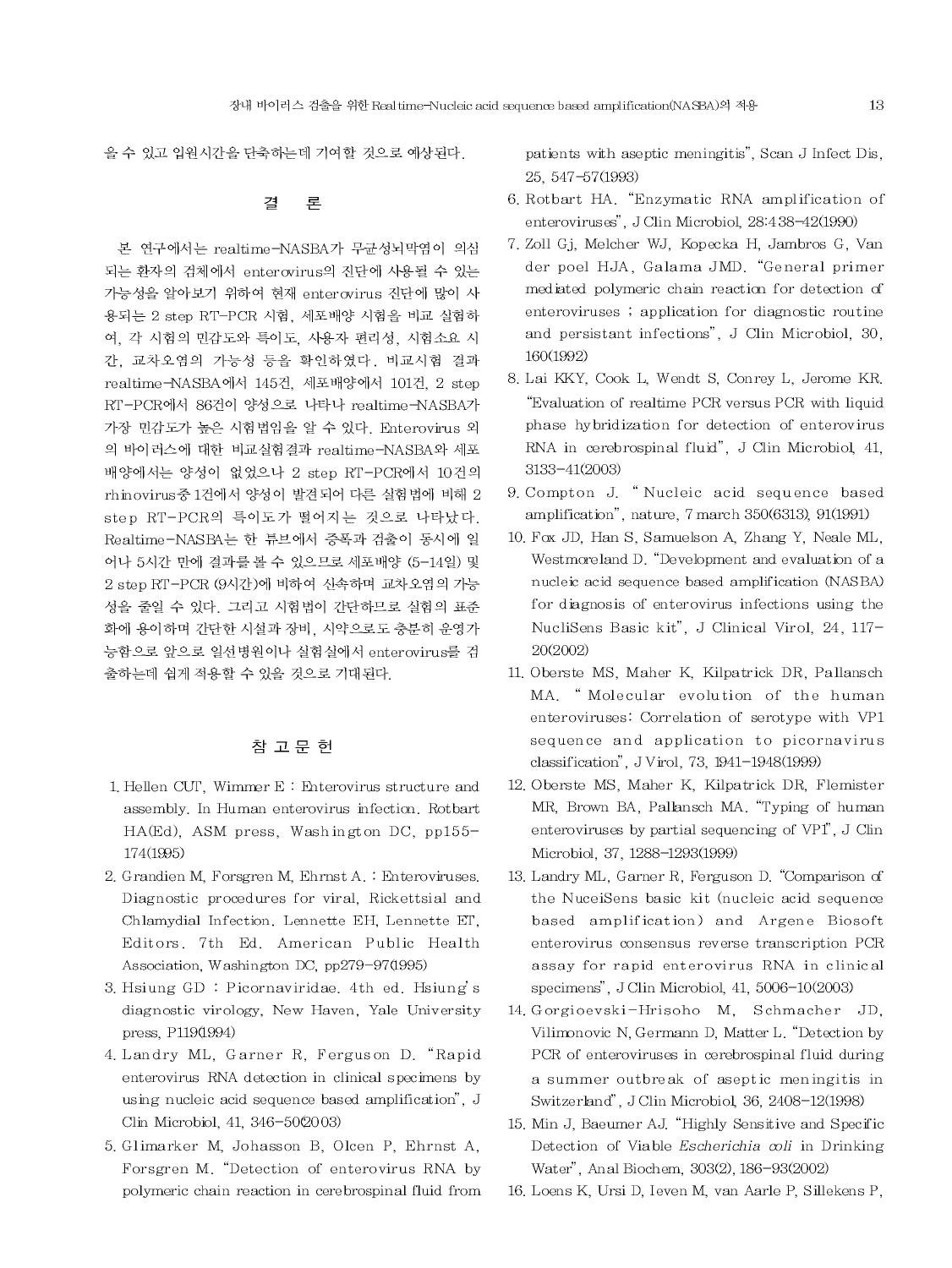을 수 있고 입원시간을 단축하는데 기여할 것으로 예상된다.

## 결 론

본 연구에서는 realtime-NASBA가 무균성뇌막염이 의심되는 환자의 검체에서 enterovirus의 진단에 사용될 수 있는 가능성을 알아보기 위하여 현재 enterovirus 진단에 많이 사용되는 2 step RT-PCR 시험, 세포배양 시험을 비교 실험하여, 각 시험의 민감도와 특이도, 사용자 편리성, 시험소요 시간, 교차오염의 가능성 등을 확인하였다. 비교시험 결과 realtime-NASBA에서 145건, 세포배양에서 101건, 2 step RT-PCR에서 86건이 양성으로 나타나 realtime-NASBA가 가장 민감도가 높은 시험법임을 알 수 있다. Enterovirus 외의 바이러스에 대한 비교실험결과 realtime-NASBA와 세포배양에서는 양성이 없었으나 2 step RT-PCR에서 10건의 rhinovirus중 1건에서 양성이 발견되어 다른 실험법에 비해 2 step RT-PCR의 특이도가 떨어지는 것으로 나타났다. Realtime-NASBA는 한 튜브에서 증폭과 검출이 동시에 일어나 5시간 만에 결과를 볼 수 있으므로 세포배양 (5-14일) 및 2 step RT-PCR (9시간)에 비하여 신속하며 교차오염의 가능성을 줄일 수 있다. 그리고 시험법이 간단하므로 실험의 표준화에 용이하며 간단한 시설과 장비, 시약으로도 충분히 운영가 능함으로 앞으로 일선병원이나 실험실에서 enterovirus를 검출하는데 쉽게 적용할 수 있을 것으로 기대된다.

## 참 고 문 헌

1. Hellen CUT, Wimmer E : Enterovirus structure and assembly. In Human enterovirus infection. Rotbart HA(Ed), ASM press, Washington DC, pp155-174(1995)
2. Grandien M, Forsgren M, Ehrnst A. : Enteroviruses. Diagnostic procedures for viral, Rickettsial and Chlamydial Infection. Lennette EH, Lennette ET, Editors. 7th Ed. American Public Health Association, Washington DC, pp279-97(1995)
3. Hsiung GD : Picornaviridae. 4th ed. Hsiung's diagnostic virology, New Haven, Yale University press, P119(1994)
4. Landry ML, Garner R, Ferguson D. "Rapid enterovirus RNA detection in clinical specimens by using nucleic acid sequence based amplification", J Clin Microbiol, 41, 346-50(2003)
5. Glimarker M, Johasson B, Olcen P, Ehrnst A, Forsgren M. "Detection of enterovirus RNA by polymeric chain reaction in cerebrospinal fluid from patients with aseptic meningitis", Scan J Infect Dis, 25, 547-57(1993)
6. Rotbart HA. "Enzymatic RNA amplification of enteroviruses", J Clin Microbiol, 28:438-42(1990)
7. Zoll Gj, Melcher WJ, Kopecka H, Jambros G, Van der poel HJA, Galama JMD. "General primer mediated polymeric chain reaction for detection of enteroviruses ; application for diagnostic routine and persistant infections", J Clin Microbiol, 30, 160(1992)
8. Lai KKY, Cook L, Wendt S, Conrey L, Jerome KR. "Evaluation of realtime PCR versus PCR with liquid phase hybridization for detection of enterovirus RNA in cerebrospinal fluid", J Clin Microbiol, 41, 3133-41(2003)
9. Compton J. "Nucleic acid sequence based amplification", nature, 7 march 350(6313), 91(1991)
10. Fox JD, Han S, Samuelson A, Zhang Y, Neale ML, Westmoreland D. "Development and evaluation of a nucleic acid sequence based amplification (NASBA) for diagnosis of enterovirus infections using the NucliSens Basic kit", J Clinical Virol, 24, 117-20(2002)
11. Oberste MS, Maher K, Kilpatrick DR, Pallansch MA. "Molecular evolution of the human enteroviruses: Correlation of serotype with VP1 sequence and application to picornavirus classification", J Virol, 73, 1941-1948(1999)
12. Oberste MS, Maher K, Kilpatrick DR, Flemister MR, Brown BA, Pallansch MA. "Typing of human enteroviruses by partial sequencing of VP1", J Clin Microbiol, 37, 1288-1293(1999)
13. Landry ML, Garner R, Ferguson D. "Comparison of the NuceiSens basic kit (nucleic acid sequence based amplification) and Argene Biosoft enterovirus consensus reverse transcription PCR assay for rapid enterovirus RNA in clinical specimens", J Clin Microbiol, 41, 5006-10(2003)
14. Gorgioevski-Hrisoho M, Schmacher JD, Vilimonovic N, Germann D, Matter L. "Detection by PCR of enteroviruses in cerebrospinal fluid during a summer outbreak of aseptic meningitis in Switzerland", J Clin Microbiol, 36, 2408-12(1998)
15. Min J, Baeumer AJ. "Highly Sensitive and Specific Detection of Viable *Escherichia coli* in Drinking Water", Anal Biochem, 303(2), 186-93(2002)
16. Loens K, Ursi D, Ieven M, van Aarle P, Sillekens P,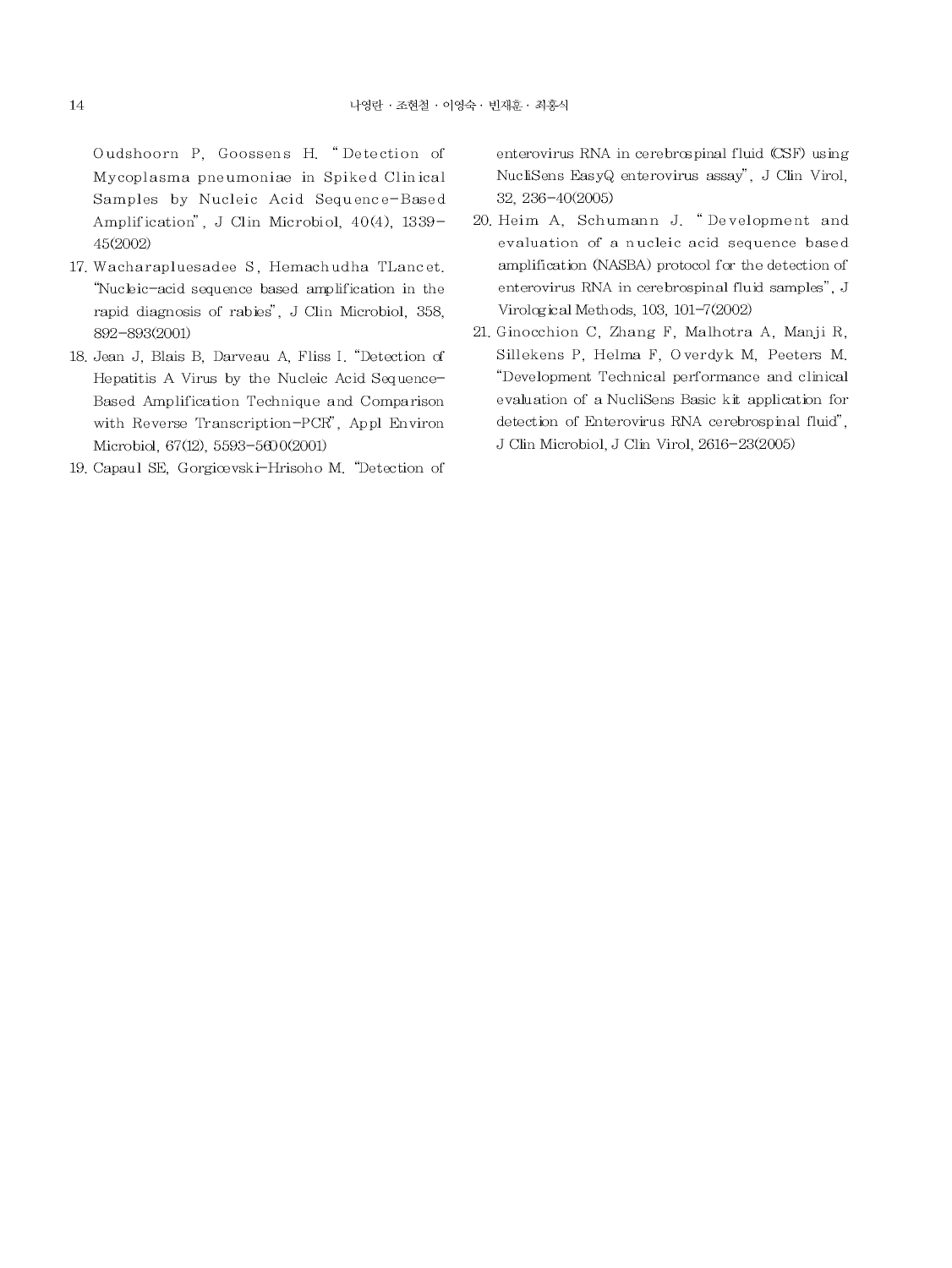Oudshoorn P, Goossens H. "Detection of Mycoplasma pneumoniae in Spiked Clinical Samples by Nucleic Acid Sequence-Based Amplification", J Clin Microbiol, 40(4), 1339-45(2002)

17. Wacharapluesadee S, Hemachudha TLancet. "Nucleic-acid sequence based amplification in the rapid diagnosis of rabies", J Clin Microbiol, 358, 892-893(2001)
18. Jean J, Blais B, Darveau A, Fliss I. "Detection of Hepatitis A Virus by the Nucleic Acid Sequence-Based Amplification Technique and Comparison with Reverse Transcription-PCR", Appl Environ Microbiol, 67(12), 5593-5600(2001)
19. Capaul SE, Gorgicevski-Hrisoho M. "Detection of enterovirus RNA in cerebrospinal fluid (CSF) using NucliSens EasyQ enterovirus assay", J Clin Virol, 32, 236-40(2005)
20. Heim A, Schumann J. "Development and evaluation of a nucleic acid sequence based amplification (NASBA) protocol for the detection of enterovirus RNA in cerebrospinal fluid samples", J Virological Methods, 103, 101-7(2002)
21. Ginocchion C, Zhang F, Malhotra A, Manji R, Sillekens P, Helma F, Overdyk M, Peeters M. "Development Technical performance and clinical evaluation of a NucliSens Basic kit application for detection of Enterovirus RNA cerebrospinal fluid", J Clin Microbiol, J Clin Virol, 2616-23(2005)